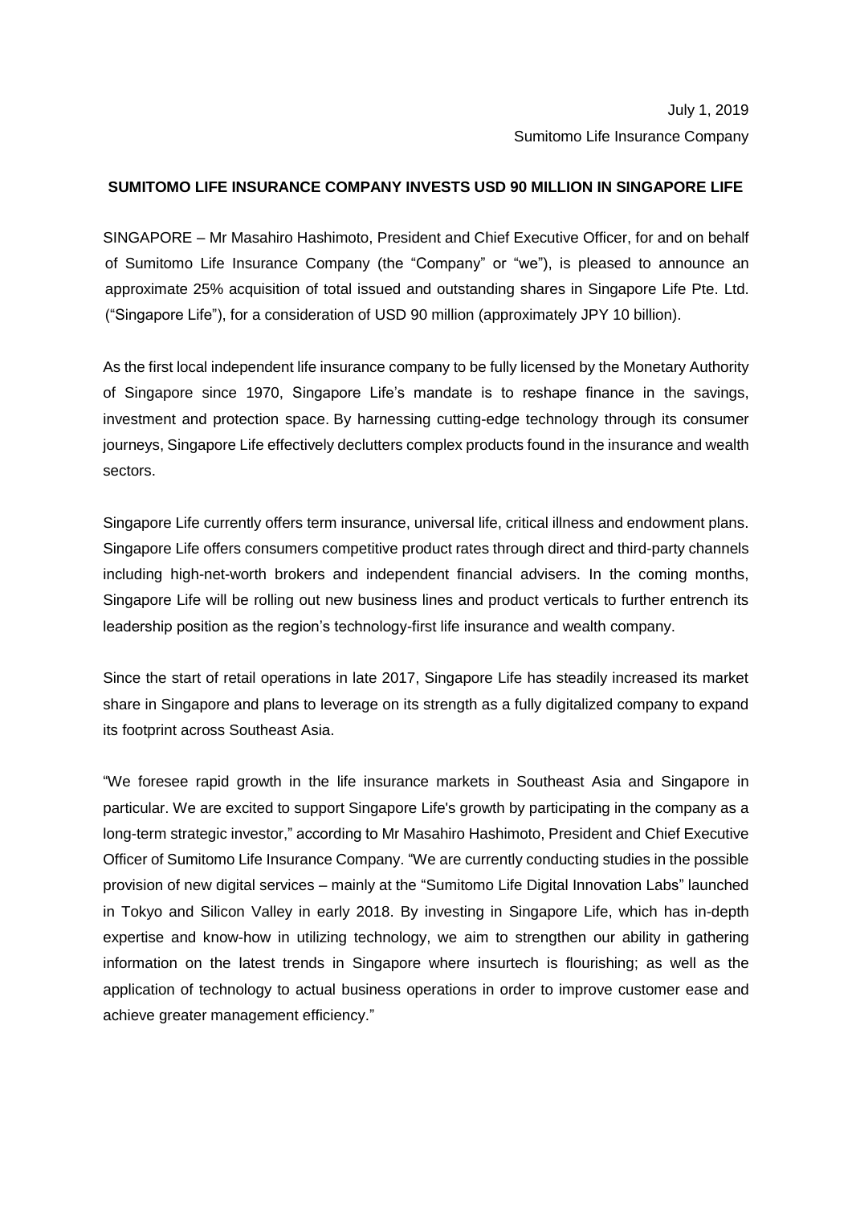July 1, 2019

Sumitomo Life Insurance Company

**SUMITOMO LIFE INSURANCE COMPANY INVESTS USD 90 MILLION IN SINGAPORE LIFE**

SINGAPORE – Mr Masahiro Hashimoto, President and Chief Executive Officer, for and on behalf of Sumitomo Life Insurance Company (the "Company" or "we"), is pleased to announce an approximate 25% acquisition of total issued and outstanding shares in Singapore Life Pte. Ltd. ("Singapore Life"), for a consideration of USD 90 million (approximately JPY 10 billion).

As the first local independent life insurance company to be fully licensed by the Monetary Authority of Singapore since 1970, Singapore Life's mandate is to reshape finance in the savings, investment and protection space. By harnessing cutting-edge technology through its consumer journeys, Singapore Life effectively declutters complex products found in the insurance and wealth sectors.

Singapore Life currently offers term insurance, universal life, critical illness and endowment plans. Singapore Life offers consumers competitive product rates through direct and third-party channels including high-net-worth brokers and independent financial advisers. In the coming months, Singapore Life will be rolling out new business lines and product verticals to further entrench its leadership position as the region's technology-first life insurance and wealth company.

Since the start of retail operations in late 2017, Singapore Life has steadily increased its market share in Singapore and plans to leverage on its strength as a fully digitalized company to expand its footprint across Southeast Asia.

"We foresee rapid growth in the life insurance markets in Southeast Asia and Singapore in particular. We are excited to support Singapore Life's growth by participating in the company as a long-term strategic investor," according to Mr Masahiro Hashimoto, President and Chief Executive Officer of Sumitomo Life Insurance Company. "We are currently conducting studies in the possible provision of new digital services – mainly at the "Sumitomo Life Digital Innovation Labs" launched in Tokyo and Silicon Valley in early 2018. By investing in Singapore Life, which has in-depth expertise and know-how in utilizing technology, we aim to strengthen our ability in gathering information on the latest trends in Singapore where insurtech is flourishing; as well as the application of technology to actual business operations in order to improve customer ease and achieve greater management efficiency."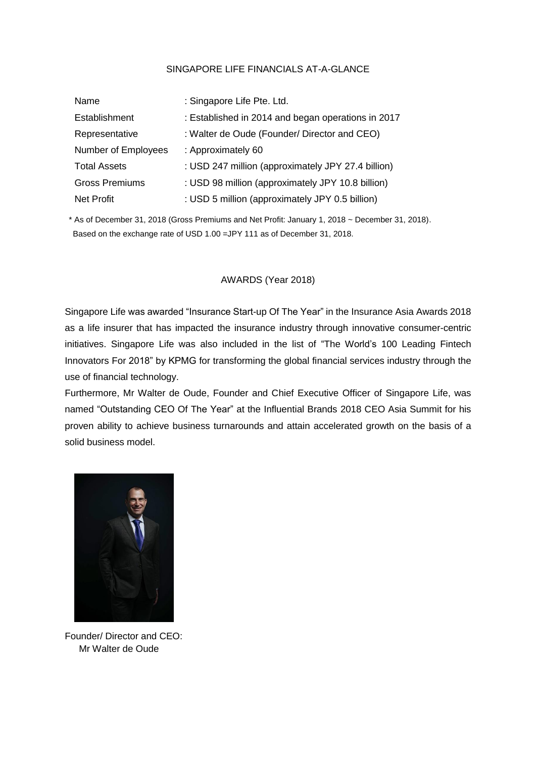## SINGAPORE LIFE FINANCIALS AT-A-GLANCE

| | |
|---|---|
| Name | : Singapore Life Pte. Ltd. |
| Establishment | : Established in 2014 and began operations in 2017 |
| Representative | : Walter de Oude (Founder/ Director and CEO) |
| Number of Employees | : Approximately 60 |
| Total Assets | : USD 247 million (approximately JPY 27.4 billion) |
| Gross Premiums | : USD 98 million (approximately JPY 10.8 billion) |
| Net Profit | : USD 5 million (approximately JPY 0.5 billion) |

\* As of December 31, 2018 (Gross Premiums and Net Profit: January 1, 2018 ~ December 31, 2018).
Based on the exchange rate of USD 1.00 =JPY 111 as of December 31, 2018.

## AWARDS (Year 2018)

Singapore Life was awarded "Insurance Start-up Of The Year" in the Insurance Asia Awards 2018 as a life insurer that has impacted the insurance industry through innovative consumer-centric initiatives. Singapore Life was also included in the list of "The World's 100 Leading Fintech Innovators For 2018" by KPMG for transforming the global financial services industry through the use of financial technology.

Furthermore, Mr Walter de Oude, Founder and Chief Executive Officer of Singapore Life, was named "Outstanding CEO Of The Year" at the Influential Brands 2018 CEO Asia Summit for his proven ability to achieve business turnarounds and attain accelerated growth on the basis of a solid business model.

Founder/ Director and CEO:
Mr Walter de Oude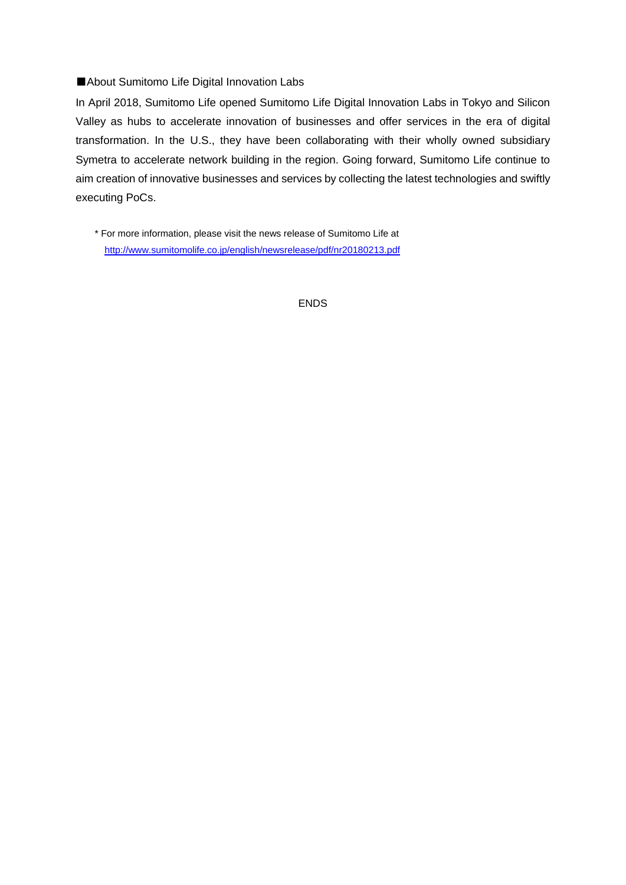■About Sumitomo Life Digital Innovation Labs

In April 2018, Sumitomo Life opened Sumitomo Life Digital Innovation Labs in Tokyo and Silicon Valley as hubs to accelerate innovation of businesses and offer services in the era of digital transformation. In the U.S., they have been collaborating with their wholly owned subsidiary Symetra to accelerate network building in the region. Going forward, Sumitomo Life continue to aim creation of innovative businesses and services by collecting the latest technologies and swiftly executing PoCs.

\* For more information, please visit the news release of Sumitomo Life at
http://www.sumitomolife.co.jp/english/newsrelease/pdf/nr20180213.pdf

ENDS